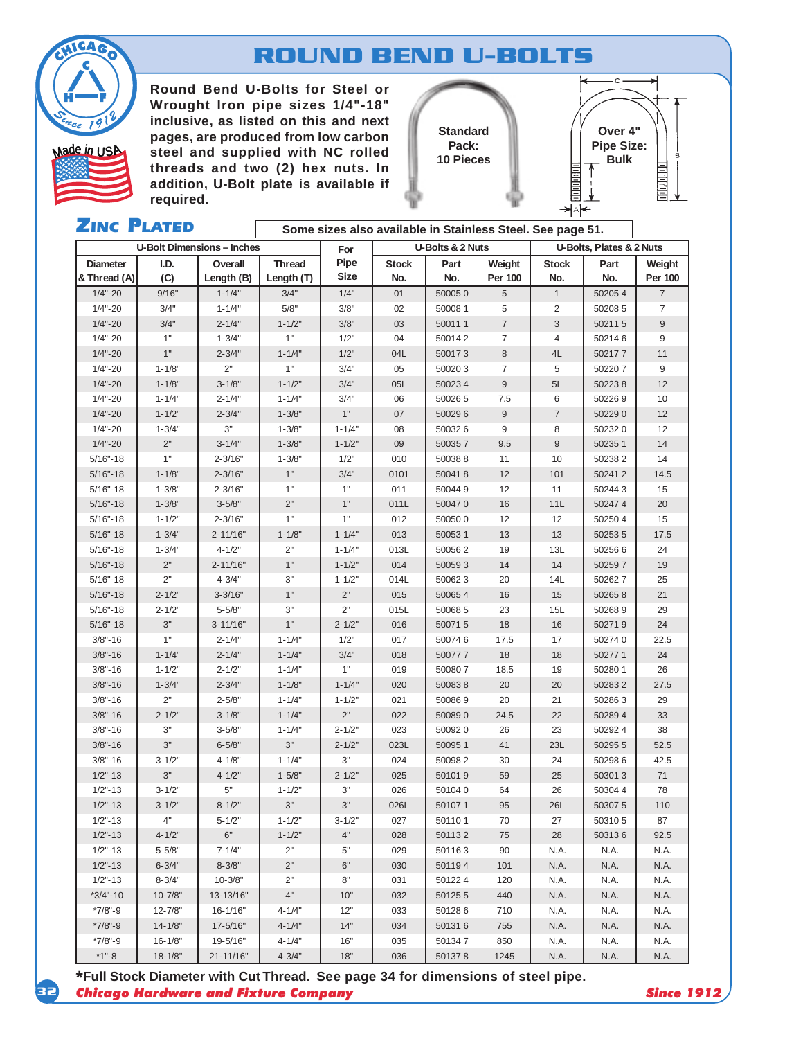# ROUND BEND U-BOLTS

**Round Bend U-Bolts for Steel or Wrought Iron pipe sizes 1/4"-18" inclusive, as listed on this and next pages, are produced from low carbon steel and supplied with NC rolled threads and two (2) hex nuts. In addition, U-Bolt plate is available if required.**

Standard Pack: 10 Pieces

Over 4" Pipe Size: Bulk

## ZINC PLATED

**Some sizes also available in Stainless Steel. See page 51.**

| U-Bolt Dimensions – Inches | | | | For | U-Bolts & 2 Nuts | | | U-Bolts, Plates & 2 Nuts | | |
|---|---|---|---|---|---|---|---|---|---|---|
| Diameter & Thread (A) | I.D. (C) | Overall Length (B) | Thread Length (T) | Pipe Size | Stock No. | Part No. | Weight Per 100 | Stock No. | Part No. | Weight Per 100 |
| 1/4"-20 | 9/16" | 1-1/4" | 3/4" | 1/4" | 01 | 50005 0 | 5 | 1 | 50205 4 | 7 |
| 1/4"-20 | 3/4" | 1-1/4" | 5/8" | 3/8" | 02 | 50008 1 | 5 | 2 | 50208 5 | 7 |
| 1/4"-20 | 3/4" | 2-1/4" | 1-1/2" | 3/8" | 03 | 50011 1 | 7 | 3 | 50211 5 | 9 |
| 1/4"-20 | 1" | 1-3/4" | 1" | 1/2" | 04 | 50014 2 | 7 | 4 | 50214 6 | 9 |
| 1/4"-20 | 1" | 2-3/4" | 1-1/4" | 1/2" | 04L | 50017 3 | 8 | 4L | 50217 7 | 11 |
| 1/4"-20 | 1-1/8" | 2" | 1" | 3/4" | 05 | 50020 3 | 7 | 5 | 50220 7 | 9 |
| 1/4"-20 | 1-1/8" | 3-1/8" | 1-1/2" | 3/4" | 05L | 50023 4 | 9 | 5L | 50223 8 | 12 |
| 1/4"-20 | 1-1/4" | 2-1/4" | 1-1/4" | 3/4" | 06 | 50026 5 | 7.5 | 6 | 50226 9 | 10 |
| 1/4"-20 | 1-1/2" | 2-3/4" | 1-3/8" | 1" | 07 | 50029 6 | 9 | 7 | 50229 0 | 12 |
| 1/4"-20 | 1-3/4" | 3" | 1-3/8" | 1-1/4" | 08 | 50032 6 | 9 | 8 | 50232 0 | 12 |
| 1/4"-20 | 2" | 3-1/4" | 1-3/8" | 1-1/2" | 09 | 50035 7 | 9.5 | 9 | 50235 1 | 14 |
| 5/16"-18 | 1" | 2-3/16" | 1-3/8" | 1/2" | 010 | 50038 8 | 11 | 10 | 50238 2 | 14 |
| 5/16"-18 | 1-1/8" | 2-3/16" | 1" | 3/4" | 0101 | 50041 8 | 12 | 101 | 50241 2 | 14.5 |
| 5/16"-18 | 1-3/8" | 2-3/16" | 1" | 1" | 011 | 50044 9 | 12 | 11 | 50244 3 | 15 |
| 5/16"-18 | 1-3/8" | 3-5/8" | 2" | 1" | 011L | 50047 0 | 16 | 11L | 50247 4 | 20 |
| 5/16"-18 | 1-1/2" | 2-3/16" | 1" | 1" | 012 | 50050 0 | 12 | 12 | 50250 4 | 15 |
| 5/16"-18 | 1-3/4" | 2-11/16" | 1-1/8" | 1-1/4" | 013 | 50053 1 | 13 | 13 | 50253 5 | 17.5 |
| 5/16"-18 | 1-3/4" | 4-1/2" | 2" | 1-1/4" | 013L | 50056 2 | 19 | 13L | 50256 6 | 24 |
| 5/16"-18 | 2" | 2-11/16" | 1" | 1-1/2" | 014 | 50059 3 | 14 | 14 | 50259 7 | 19 |
| 5/16"-18 | 2" | 4-3/4" | 3" | 1-1/2" | 014L | 50062 3 | 20 | 14L | 50262 7 | 25 |
| 5/16"-18 | 2-1/2" | 3-3/16" | 1" | 2" | 015 | 50065 4 | 16 | 15 | 50265 8 | 21 |
| 5/16"-18 | 2-1/2" | 5-5/8" | 3" | 2" | 015L | 50068 5 | 23 | 15L | 50268 9 | 29 |
| 5/16"-18 | 3" | 3-11/16" | 1" | 2-1/2" | 016 | 50071 5 | 18 | 16 | 50271 9 | 24 |
| 3/8"-16 | 1" | 2-1/4" | 1-1/4" | 1/2" | 017 | 50074 6 | 17.5 | 17 | 50274 0 | 22.5 |
| 3/8"-16 | 1-1/4" | 2-1/4" | 1-1/4" | 3/4" | 018 | 50077 7 | 18 | 18 | 50277 1 | 24 |
| 3/8"-16 | 1-1/2" | 2-1/2" | 1-1/4" | 1" | 019 | 50080 7 | 18.5 | 19 | 50280 1 | 26 |
| 3/8"-16 | 1-3/4" | 2-3/4" | 1-1/8" | 1-1/4" | 020 | 50083 8 | 20 | 20 | 50283 2 | 27.5 |
| 3/8"-16 | 2" | 2-5/8" | 1-1/4" | 1-1/2" | 021 | 50086 9 | 20 | 21 | 50286 3 | 29 |
| 3/8"-16 | 2-1/2" | 3-1/8" | 1-1/4" | 2" | 022 | 50089 0 | 24.5 | 22 | 50289 4 | 33 |
| 3/8"-16 | 3" | 3-5/8" | 1-1/4" | 2-1/2" | 023 | 50092 0 | 26 | 23 | 50292 4 | 38 |
| 3/8"-16 | 3" | 6-5/8" | 3" | 2-1/2" | 023L | 50095 1 | 41 | 23L | 50295 5 | 52.5 |
| 3/8"-16 | 3-1/2" | 4-1/8" | 1-1/4" | 3" | 024 | 50098 2 | 30 | 24 | 50298 6 | 42.5 |
| 1/2"-13 | 3" | 4-1/2" | 1-5/8" | 2-1/2" | 025 | 50101 9 | 59 | 25 | 50301 3 | 71 |
| 1/2"-13 | 3-1/2" | 5" | 1-1/2" | 3" | 026 | 50104 0 | 64 | 26 | 50304 4 | 78 |
| 1/2"-13 | 3-1/2" | 8-1/2" | 3" | 3" | 026L | 50107 1 | 95 | 26L | 50307 5 | 110 |
| 1/2"-13 | 4" | 5-1/2" | 1-1/2" | 3-1/2" | 027 | 50110 1 | 70 | 27 | 50310 5 | 87 |
| 1/2"-13 | 4-1/2" | 6" | 1-1/2" | 4" | 028 | 50113 2 | 75 | 28 | 50313 6 | 92.5 |
| 1/2"-13 | 5-5/8" | 7-1/4" | 2" | 5" | 029 | 50116 3 | 90 | N.A. | N.A. | N.A. |
| 1/2"-13 | 6-3/4" | 8-3/8" | 2" | 6" | 030 | 50119 4 | 101 | N.A. | N.A. | N.A. |
| 1/2"-13 | 8-3/4" | 10-3/8" | 2" | 8" | 031 | 50122 4 | 120 | N.A. | N.A. | N.A. |
| *3/4"-10 | 10-7/8" | 13-13/16" | 4" | 10" | 032 | 50125 5 | 440 | N.A. | N.A. | N.A. |
| *7/8"-9 | 12-7/8" | 16-1/16" | 4-1/4" | 12" | 033 | 50128 6 | 710 | N.A. | N.A. | N.A. |
| *7/8"-9 | 14-1/8" | 17-5/16" | 4-1/4" | 14" | 034 | 50131 6 | 755 | N.A. | N.A. | N.A. |
| *7/8"-9 | 16-1/8" | 19-5/16" | 4-1/4" | 16" | 035 | 50134 7 | 850 | N.A. | N.A. | N.A. |
| *1"-8 | 18-1/8" | 21-11/16" | 4-3/4" | 18" | 036 | 50137 8 | 1245 | N.A. | N.A. | N.A. |

***Full Stock Diameter with Cut Thread. See page 34 for dimensions of steel pipe.**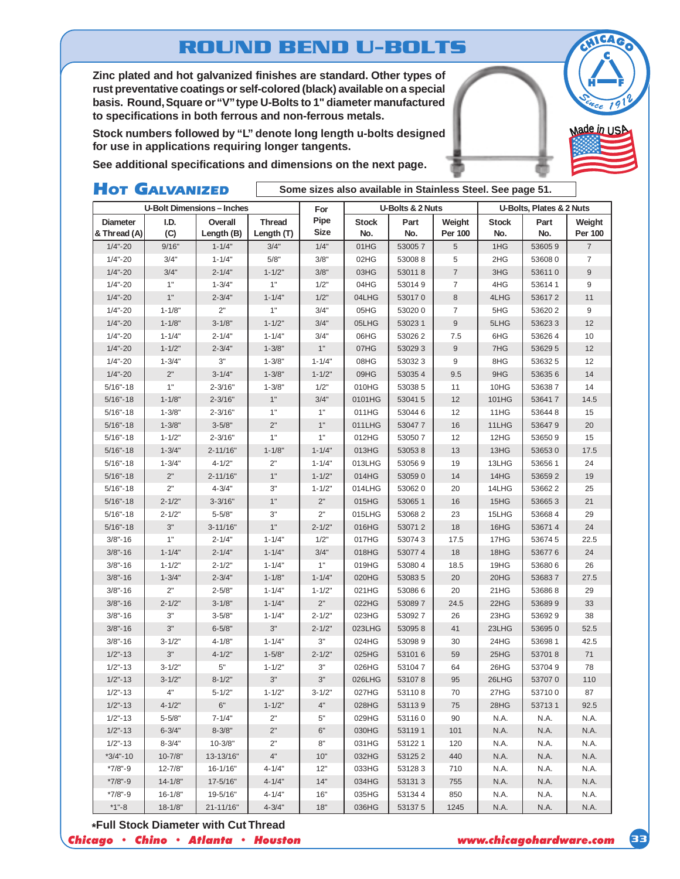# ROUND BEND U-BOLTS

**Zinc plated and hot galvanized finishes are standard. Other types of rust preventative coatings or self-colored (black) available on a special basis. Round, Square or "V" type U-Bolts to 1" diameter manufactured to specifications in both ferrous and non-ferrous metals.**

**Stock numbers followed by "L" denote long length u-bolts designed for use in applications requiring longer tangents.**

**See additional specifications and dimensions on the next page.**

## Hot Galvanized

**Some sizes also available in Stainless Steel. See page 51.**

| U-Bolt Dimensions – Inches | | | | For | U-Bolts & 2 Nuts | | | U-Bolts, Plates & 2 Nuts | | |
|---|---|---|---|---|---|---|---|---|---|---|
| Diameter & Thread (A) | I.D. (C) | Overall Length (B) | Thread Length (T) | Pipe Size | Stock No. | Part No. | Weight Per 100 | Stock No. | Part No. | Weight Per 100 |
| 1/4"-20 | 9/16" | 1-1/4" | 3/4" | 1/4" | 01HG | 53005 7 | 5 | 1HG | 53605 9 | 7 |
| 1/4"-20 | 3/4" | 1-1/4" | 5/8" | 3/8" | 02HG | 53008 8 | 5 | 2HG | 53608 0 | 7 |
| 1/4"-20 | 3/4" | 2-1/4" | 1-1/2" | 3/8" | 03HG | 53011 8 | 7 | 3HG | 53611 0 | 9 |
| 1/4"-20 | 1" | 1-3/4" | 1" | 1/2" | 04HG | 53014 9 | 7 | 4HG | 53614 1 | 9 |
| 1/4"-20 | 1" | 2-3/4" | 1-1/4" | 1/2" | 04LHG | 53017 0 | 8 | 4LHG | 53617 2 | 11 |
| 1/4"-20 | 1-1/8" | 2" | 1" | 3/4" | 05HG | 53020 0 | 7 | 5HG | 53620 2 | 9 |
| 1/4"-20 | 1-1/8" | 3-1/8" | 1-1/2" | 3/4" | 05LHG | 53023 1 | 9 | 5LHG | 53623 3 | 12 |
| 1/4"-20 | 1-1/4" | 2-1/4" | 1-1/4" | 3/4" | 06HG | 53026 2 | 7.5 | 6HG | 53626 4 | 10 |
| 1/4"-20 | 1-1/2" | 2-3/4" | 1-3/8" | 1" | 07HG | 53029 3 | 9 | 7HG | 53629 5 | 12 |
| 1/4"-20 | 1-3/4" | 3" | 1-3/8" | 1-1/4" | 08HG | 53032 3 | 9 | 8HG | 53632 5 | 12 |
| 1/4"-20 | 2" | 3-1/4" | 1-3/8" | 1-1/2" | 09HG | 53035 4 | 9.5 | 9HG | 53635 6 | 14 |
| 5/16"-18 | 1" | 2-3/16" | 1-3/8" | 1/2" | 010HG | 53038 5 | 11 | 10HG | 53638 7 | 14 |
| 5/16"-18 | 1-1/8" | 2-3/16" | 1" | 3/4" | 0101HG | 53041 5 | 12 | 101HG | 53641 7 | 14.5 |
| 5/16"-18 | 1-3/8" | 2-3/16" | 1" | 1" | 011HG | 53044 6 | 12 | 11HG | 53644 8 | 15 |
| 5/16"-18 | 1-3/8" | 3-5/8" | 2" | 1" | 011LHG | 53047 7 | 16 | 11LHG | 53647 9 | 20 |
| 5/16"-18 | 1-1/2" | 2-3/16" | 1" | 1" | 012HG | 53050 7 | 12 | 12HG | 53650 9 | 15 |
| 5/16"-18 | 1-3/4" | 2-11/16" | 1-1/8" | 1-1/4" | 013HG | 53053 8 | 13 | 13HG | 53653 0 | 17.5 |
| 5/16"-18 | 1-3/4" | 4-1/2" | 2" | 1-1/4" | 013LHG | 53056 9 | 19 | 13LHG | 53656 1 | 24 |
| 5/16"-18 | 2" | 2-11/16" | 1" | 1-1/2" | 014HG | 53059 0 | 14 | 14HG | 53659 2 | 19 |
| 5/16"-18 | 2" | 4-3/4" | 3" | 1-1/2" | 014LHG | 53062 0 | 20 | 14LHG | 53662 2 | 25 |
| 5/16"-18 | 2-1/2" | 3-3/16" | 1" | 2" | 015HG | 53065 1 | 16 | 15HG | 53665 3 | 21 |
| 5/16"-18 | 2-1/2" | 5-5/8" | 3" | 2" | 015LHG | 53068 2 | 23 | 15LHG | 53668 4 | 29 |
| 5/16"-18 | 3" | 3-11/16" | 1" | 2-1/2" | 016HG | 53071 2 | 18 | 16HG | 53671 4 | 24 |
| 3/8"-16 | 1" | 2-1/4" | 1-1/4" | 1/2" | 017HG | 53074 3 | 17.5 | 17HG | 53674 5 | 22.5 |
| 3/8"-16 | 1-1/4" | 2-1/4" | 1-1/4" | 3/4" | 018HG | 53077 4 | 18 | 18HG | 53677 6 | 24 |
| 3/8"-16 | 1-1/2" | 2-1/2" | 1-1/4" | 1" | 019HG | 53080 4 | 18.5 | 19HG | 53680 6 | 26 |
| 3/8"-16 | 1-3/4" | 2-3/4" | 1-1/8" | 1-1/4" | 020HG | 53083 5 | 20 | 20HG | 53683 7 | 27.5 |
| 3/8"-16 | 2" | 2-5/8" | 1-1/4" | 1-1/2" | 021HG | 53086 6 | 20 | 21HG | 53686 8 | 29 |
| 3/8"-16 | 2-1/2" | 3-1/8" | 1-1/4" | 2" | 022HG | 53089 7 | 24.5 | 22HG | 53689 9 | 33 |
| 3/8"-16 | 3" | 3-5/8" | 1-1/4" | 2-1/2" | 023HG | 53092 7 | 26 | 23HG | 53692 9 | 38 |
| 3/8"-16 | 3" | 6-5/8" | 3" | 2-1/2" | 023LHG | 53095 8 | 41 | 23LHG | 53695 0 | 52.5 |
| 3/8"-16 | 3-1/2" | 4-1/8" | 1-1/4" | 3" | 024HG | 53098 9 | 30 | 24HG | 53698 1 | 42.5 |
| 1/2"-13 | 3" | 4-1/2" | 1-5/8" | 2-1/2" | 025HG | 53101 6 | 59 | 25HG | 53701 8 | 71 |
| 1/2"-13 | 3-1/2" | 5" | 1-1/2" | 3" | 026HG | 53104 7 | 64 | 26HG | 53704 9 | 78 |
| 1/2"-13 | 3-1/2" | 8-1/2" | 3" | 3" | 026LHG | 53107 8 | 95 | 26LHG | 53707 0 | 110 |
| 1/2"-13 | 4" | 5-1/2" | 1-1/2" | 3-1/2" | 027HG | 53110 8 | 70 | 27HG | 53710 0 | 87 |
| 1/2"-13 | 4-1/2" | 6" | 1-1/2" | 4" | 028HG | 53113 9 | 75 | 28HG | 53713 1 | 92.5 |
| 1/2"-13 | 5-5/8" | 7-1/4" | 2" | 5" | 029HG | 53116 0 | 90 | N.A. | N.A. | N.A. |
| 1/2"-13 | 6-3/4" | 8-3/8" | 2" | 6" | 030HG | 53119 1 | 101 | N.A. | N.A. | N.A. |
| 1/2"-13 | 8-3/4" | 10-3/8" | 2" | 8" | 031HG | 53122 1 | 120 | N.A. | N.A. | N.A. |
| *3/4"-10 | 10-7/8" | 13-13/16" | 4" | 10" | 032HG | 53125 2 | 440 | N.A. | N.A. | N.A. |
| *7/8"-9 | 12-7/8" | 16-1/16" | 4-1/4" | 12" | 033HG | 53128 3 | 710 | N.A. | N.A. | N.A. |
| *7/8"-9 | 14-1/8" | 17-5/16" | 4-1/4" | 14" | 034HG | 53131 3 | 755 | N.A. | N.A. | N.A. |
| *7/8"-9 | 16-1/8" | 19-5/16" | 4-1/4" | 16" | 035HG | 53134 4 | 850 | N.A. | N.A. | N.A. |
| *1"-8 | 18-1/8" | 21-11/16" | 4-3/4" | 18" | 036HG | 53137 5 | 1245 | N.A. | N.A. | N.A. |

**\*Full Stock Diameter with Cut Thread**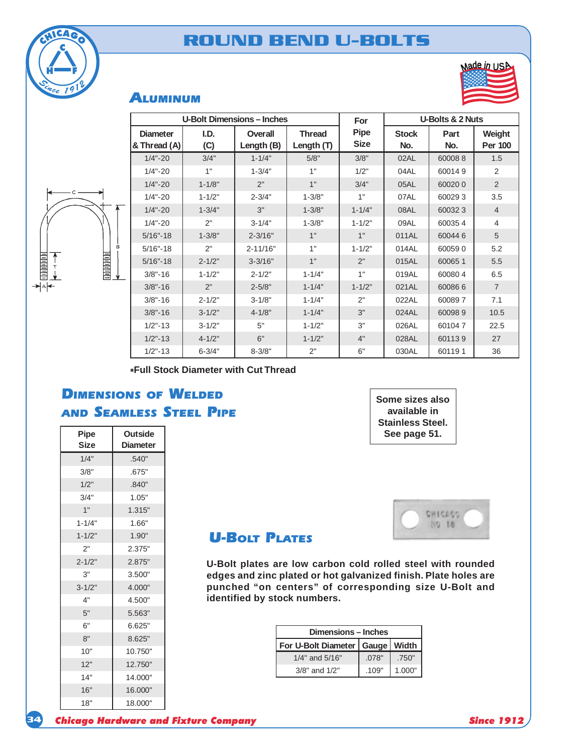# ROUND BEND U-BOLTS

## ALUMINUM

| U-Bolt Dimensions – Inches | | | | For | U-Bolts & 2 Nuts | | |
|---|---|---|---|---|---|---|---|
| Diameter & Thread (A) | I.D. (C) | Overall Length (B) | Thread Length (T) | Pipe Size | Stock No. | Part No. | Weight Per 100 |
| 1/4"-20 | 3/4" | 1-1/4" | 5/8" | 3/8" | 02AL | 60008 8 | 1.5 |
| 1/4"-20 | 1" | 1-3/4" | 1" | 1/2" | 04AL | 60014 9 | 2 |
| 1/4"-20 | 1-1/8" | 2" | 1" | 3/4" | 05AL | 60020 0 | 2 |
| 1/4"-20 | 1-1/2" | 2-3/4" | 1-3/8" | 1" | 07AL | 60029 3 | 3.5 |
| 1/4"-20 | 1-3/4" | 3" | 1-3/8" | 1-1/4" | 08AL | 60032 3 | 4 |
| 1/4"-20 | 2" | 3-1/4" | 1-3/8" | 1-1/2" | 09AL | 60035 4 | 4 |
| 5/16"-18 | 1-3/8" | 2-3/16" | 1" | 1" | 011AL | 60044 6 | 5 |
| 5/16"-18 | 2" | 2-11/16" | 1" | 1-1/2" | 014AL | 60059 0 | 5.2 |
| 5/16"-18 | 2-1/2" | 3-3/16" | 1" | 2" | 015AL | 60065 1 | 5.5 |
| 3/8"-16 | 1-1/2" | 2-1/2" | 1-1/4" | 1" | 019AL | 60080 4 | 6.5 |
| 3/8"-16 | 2" | 2-5/8" | 1-1/4" | 1-1/2" | 021AL | 60086 6 | 7 |
| 3/8"-16 | 2-1/2" | 3-1/8" | 1-1/4" | 2" | 022AL | 60089 7 | 7.1 |
| 3/8"-16 | 3-1/2" | 4-1/8" | 1-1/4" | 3" | 024AL | 60098 9 | 10.5 |
| 1/2"-13 | 3-1/2" | 5" | 1-1/2" | 3" | 026AL | 60104 7 | 22.5 |
| 1/2"-13 | 4-1/2" | 6" | 1-1/2" | 4" | 028AL | 60113 9 | 27 |
| 1/2"-13 | 6-3/4" | 8-3/8" | 2" | 6" | 030AL | 60119 1 | 36 |

***Full Stock Diameter with Cut Thread**

**Some sizes also available in Stainless Steel. See page 51.**

## DIMENSIONS OF WELDED AND SEAMLESS STEEL PIPE

| Pipe Size | Outside Diameter |
|---|---|
| 1/4" | .540" |
| 3/8" | .675" |
| 1/2" | .840" |
| 3/4" | 1.05" |
| 1" | 1.315" |
| 1-1/4" | 1.66" |
| 1-1/2" | 1.90" |
| 2" | 2.375" |
| 2-1/2" | 2.875" |
| 3" | 3.500" |
| 3-1/2" | 4.000" |
| 4" | 4.500" |
| 5" | 5.563" |
| 6" | 6.625" |
| 8" | 8.625" |
| 10" | 10.750" |
| 12" | 12.750" |
| 14" | 14.000" |
| 16" | 16.000" |
| 18" | 18.000" |

## U-BOLT PLATES

**U-Bolt plates are low carbon cold rolled steel with rounded edges and zinc plated or hot galvanized finish. Plate holes are punched "on centers" of corresponding size U-Bolt and identified by stock numbers.**

| Dimensions – Inches | | |
|---|---|---|
| For U-Bolt Diameter | Gauge | Width |
| 1/4" and 5/16" | .078" | .750" |
| 3/8" and 1/2" | .109" | 1.000" |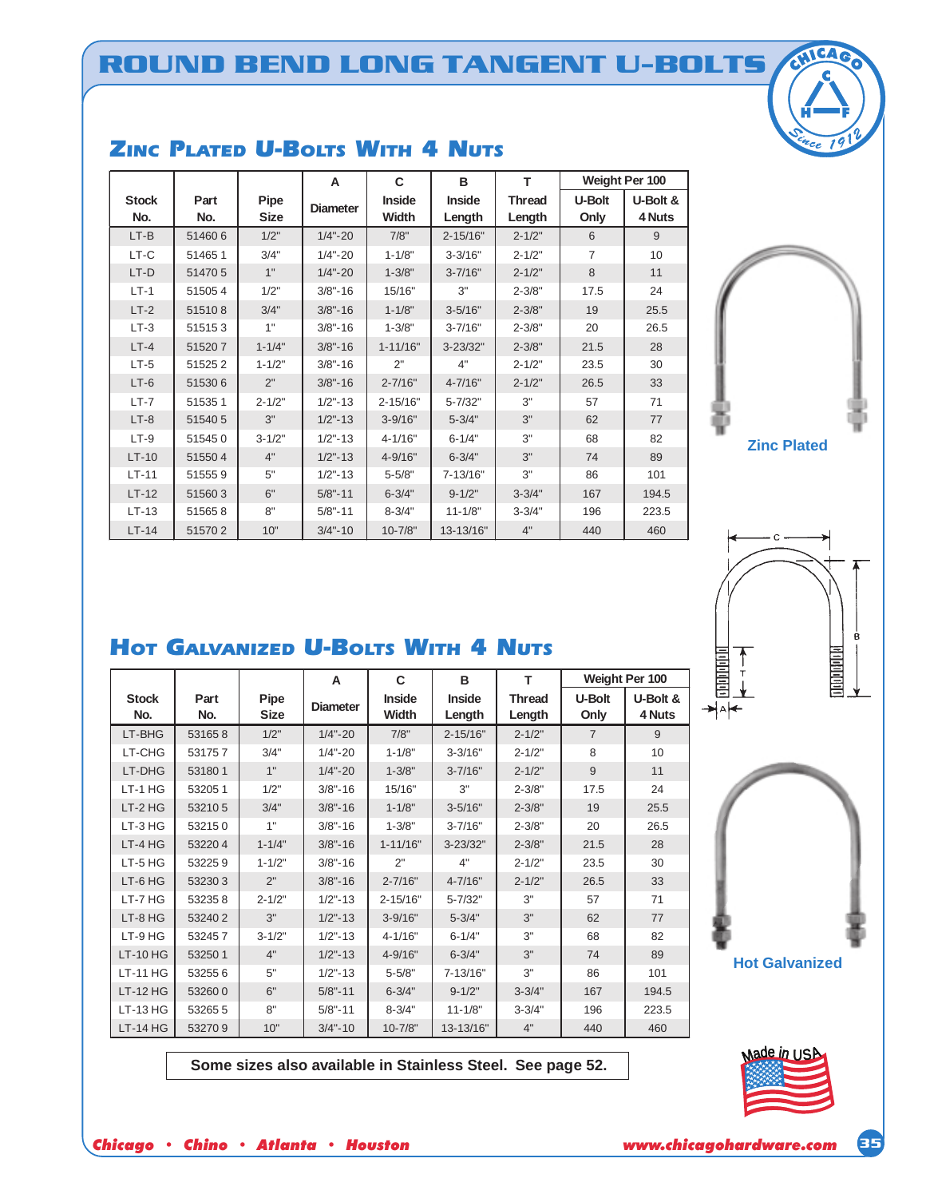# ROUND BEND LONG TANGENT U-BOLTS

## Zinc Plated U-Bolts With 4 Nuts

| Stock No. | Part No. | Pipe Size | A Diameter | C Inside Width | B Inside Length | T Thread Length | Weight Per 100 U-Bolt Only | Weight Per 100 U-Bolt & 4 Nuts |
|---|---|---|---|---|---|---|---|---|
| LT-B | 51460 6 | 1/2" | 1/4"-20 | 7/8" | 2-15/16" | 2-1/2" | 6 | 9 |
| LT-C | 51465 1 | 3/4" | 1/4"-20 | 1-1/8" | 3-3/16" | 2-1/2" | 7 | 10 |
| LT-D | 51470 5 | 1" | 1/4"-20 | 1-3/8" | 3-7/16" | 2-1/2" | 8 | 11 |
| LT-1 | 51505 4 | 1/2" | 3/8"-16 | 15/16" | 3" | 2-3/8" | 17.5 | 24 |
| LT-2 | 51510 8 | 3/4" | 3/8"-16 | 1-1/8" | 3-5/16" | 2-3/8" | 19 | 25.5 |
| LT-3 | 51515 3 | 1" | 3/8"-16 | 1-3/8" | 3-7/16" | 2-3/8" | 20 | 26.5 |
| LT-4 | 51520 7 | 1-1/4" | 3/8"-16 | 1-11/16" | 3-23/32" | 2-3/8" | 21.5 | 28 |
| LT-5 | 51525 2 | 1-1/2" | 3/8"-16 | 2" | 4" | 2-1/2" | 23.5 | 30 |
| LT-6 | 51530 6 | 2" | 3/8"-16 | 2-7/16" | 4-7/16" | 2-1/2" | 26.5 | 33 |
| LT-7 | 51535 1 | 2-1/2" | 1/2"-13 | 2-15/16" | 5-7/32" | 3" | 57 | 71 |
| LT-8 | 51540 5 | 3" | 1/2"-13 | 3-9/16" | 5-3/4" | 3" | 62 | 77 |
| LT-9 | 51545 0 | 3-1/2" | 1/2"-13 | 4-1/16" | 6-1/4" | 3" | 68 | 82 |
| LT-10 | 51550 4 | 4" | 1/2"-13 | 4-9/16" | 6-3/4" | 3" | 74 | 89 |
| LT-11 | 51555 9 | 5" | 1/2"-13 | 5-5/8" | 7-13/16" | 3" | 86 | 101 |
| LT-12 | 51560 3 | 6" | 5/8"-11 | 6-3/4" | 9-1/2" | 3-3/4" | 167 | 194.5 |
| LT-13 | 51565 8 | 8" | 5/8"-11 | 8-3/4" | 11-1/8" | 3-3/4" | 196 | 223.5 |
| LT-14 | 51570 2 | 10" | 3/4"-10 | 10-7/8" | 13-13/16" | 4" | 440 | 460 |

Zinc Plated

## Hot Galvanized U-Bolts With 4 Nuts

| Stock No. | Part No. | Pipe Size | A Diameter | C Inside Width | B Inside Length | T Thread Length | Weight Per 100 U-Bolt Only | Weight Per 100 U-Bolt & 4 Nuts |
|---|---|---|---|---|---|---|---|---|
| LT-BHG | 53165 8 | 1/2" | 1/4"-20 | 7/8" | 2-15/16" | 2-1/2" | 7 | 9 |
| LT-CHG | 53175 7 | 3/4" | 1/4"-20 | 1-1/8" | 3-3/16" | 2-1/2" | 8 | 10 |
| LT-DHG | 53180 1 | 1" | 1/4"-20 | 1-3/8" | 3-7/16" | 2-1/2" | 9 | 11 |
| LT-1 HG | 53205 1 | 1/2" | 3/8"-16 | 15/16" | 3" | 2-3/8" | 17.5 | 24 |
| LT-2 HG | 53210 5 | 3/4" | 3/8"-16 | 1-1/8" | 3-5/16" | 2-3/8" | 19 | 25.5 |
| LT-3 HG | 53215 0 | 1" | 3/8"-16 | 1-3/8" | 3-7/16" | 2-3/8" | 20 | 26.5 |
| LT-4 HG | 53220 4 | 1-1/4" | 3/8"-16 | 1-11/16" | 3-23/32" | 2-3/8" | 21.5 | 28 |
| LT-5 HG | 53225 9 | 1-1/2" | 3/8"-16 | 2" | 4" | 2-1/2" | 23.5 | 30 |
| LT-6 HG | 53230 3 | 2" | 3/8"-16 | 2-7/16" | 4-7/16" | 2-1/2" | 26.5 | 33 |
| LT-7 HG | 53235 8 | 2-1/2" | 1/2"-13 | 2-15/16" | 5-7/32" | 3" | 57 | 71 |
| LT-8 HG | 53240 2 | 3" | 1/2"-13 | 3-9/16" | 5-3/4" | 3" | 62 | 77 |
| LT-9 HG | 53245 7 | 3-1/2" | 1/2"-13 | 4-1/16" | 6-1/4" | 3" | 68 | 82 |
| LT-10 HG | 53250 1 | 4" | 1/2"-13 | 4-9/16" | 6-3/4" | 3" | 74 | 89 |
| LT-11 HG | 53255 6 | 5" | 1/2"-13 | 5-5/8" | 7-13/16" | 3" | 86 | 101 |
| LT-12 HG | 53260 0 | 6" | 5/8"-11 | 6-3/4" | 9-1/2" | 3-3/4" | 167 | 194.5 |
| LT-13 HG | 53265 5 | 8" | 5/8"-11 | 8-3/4" | 11-1/8" | 3-3/4" | 196 | 223.5 |
| LT-14 HG | 53270 9 | 10" | 3/4"-10 | 10-7/8" | 13-13/16" | 4" | 440 | 460 |

Hot Galvanized

**Some sizes also available in Stainless Steel. See page 52.**

Made in USA

*Chicago • Chino • Atlanta • Houston*

*www.chicagohardware.com*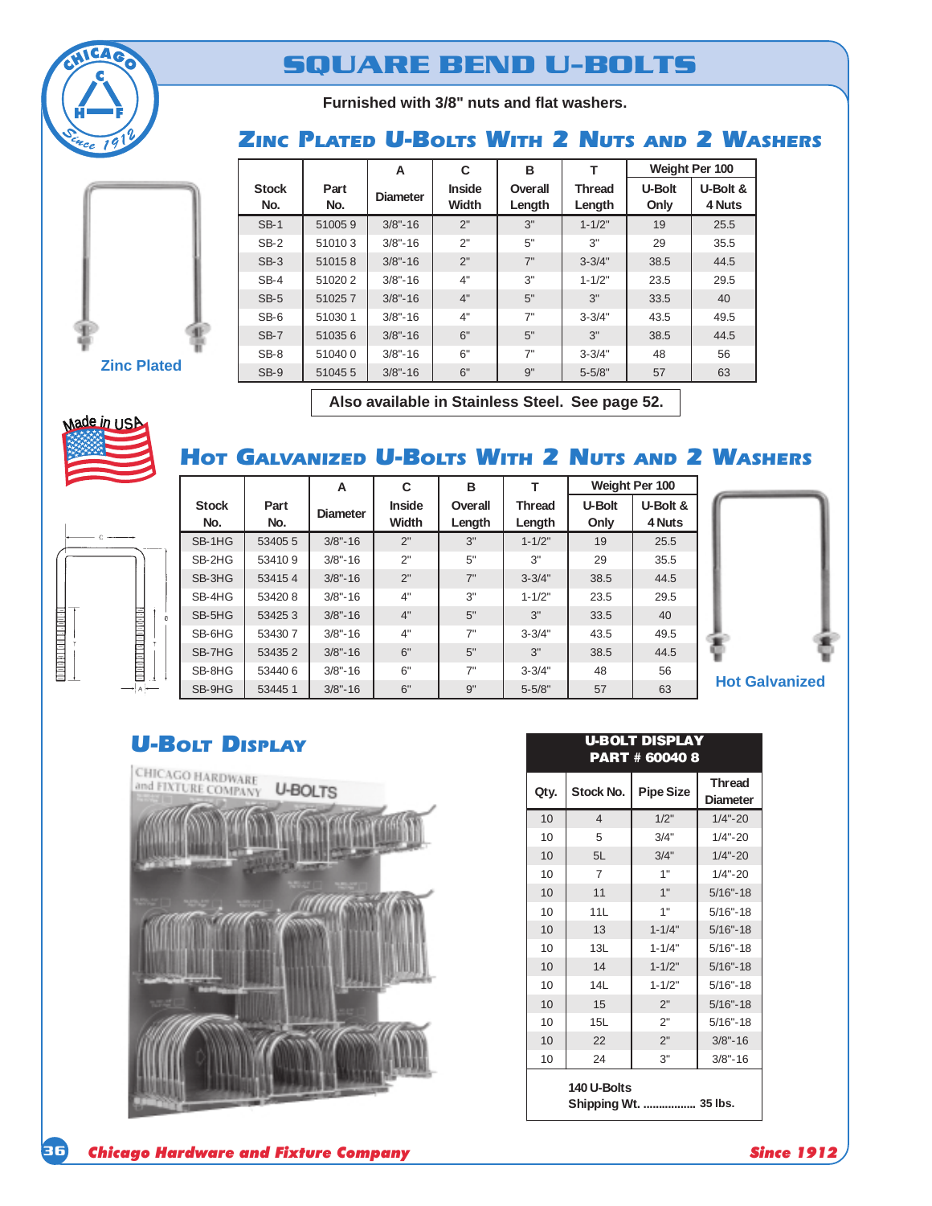# SQUARE BEND U-BOLTS

**Furnished with 3/8" nuts and flat washers.**

## Zinc Plated U-Bolts With 2 Nuts and 2 Washers

| Stock No. | Part No. | A Diameter | C Inside Width | B Overall Length | T Thread Length | Weight Per 100 U-Bolt Only | Weight Per 100 U-Bolt & 4 Nuts |
|---|---|---|---|---|---|---|---|
| SB-1 | 51005 9 | 3/8"-16 | 2" | 3" | 1-1/2" | 19 | 25.5 |
| SB-2 | 51010 3 | 3/8"-16 | 2" | 5" | 3" | 29 | 35.5 |
| SB-3 | 51015 8 | 3/8"-16 | 2" | 7" | 3-3/4" | 38.5 | 44.5 |
| SB-4 | 51020 2 | 3/8"-16 | 4" | 3" | 1-1/2" | 23.5 | 29.5 |
| SB-5 | 51025 7 | 3/8"-16 | 4" | 5" | 3" | 33.5 | 40 |
| SB-6 | 51030 1 | 3/8"-16 | 4" | 7" | 3-3/4" | 43.5 | 49.5 |
| SB-7 | 51035 6 | 3/8"-16 | 6" | 5" | 3" | 38.5 | 44.5 |
| SB-8 | 51040 0 | 3/8"-16 | 6" | 7" | 3-3/4" | 48 | 56 |
| SB-9 | 51045 5 | 3/8"-16 | 6" | 9" | 5-5/8" | 57 | 63 |

Zinc Plated

**Also available in Stainless Steel. See page 52.**

Made in USA

## Hot Galvanized U-Bolts With 2 Nuts and 2 Washers

| Stock No. | Part No. | A Diameter | C Inside Width | B Overall Length | T Thread Length | Weight Per 100 U-Bolt Only | Weight Per 100 U-Bolt & 4 Nuts |
|---|---|---|---|---|---|---|---|
| SB-1HG | 53405 5 | 3/8"-16 | 2" | 3" | 1-1/2" | 19 | 25.5 |
| SB-2HG | 53410 9 | 3/8"-16 | 2" | 5" | 3" | 29 | 35.5 |
| SB-3HG | 53415 4 | 3/8"-16 | 2" | 7" | 3-3/4" | 38.5 | 44.5 |
| SB-4HG | 53420 8 | 3/8"-16 | 4" | 3" | 1-1/2" | 23.5 | 29.5 |
| SB-5HG | 53425 3 | 3/8"-16 | 4" | 5" | 3" | 33.5 | 40 |
| SB-6HG | 53430 7 | 3/8"-16 | 4" | 7" | 3-3/4" | 43.5 | 49.5 |
| SB-7HG | 53435 2 | 3/8"-16 | 6" | 5" | 3" | 38.5 | 44.5 |
| SB-8HG | 53440 6 | 3/8"-16 | 6" | 7" | 3-3/4" | 48 | 56 |
| SB-9HG | 53445 1 | 3/8"-16 | 6" | 9" | 5-5/8" | 57 | 63 |

Hot Galvanized

## U-Bolt Display

CHICAGO HARDWARE and FIXTURE COMPANY U-BOLTS

**U-BOLT DISPLAY PART # 60040 8**

| Qty. | Stock No. | Pipe Size | Thread Diameter |
|---|---|---|---|
| 10 | 4 | 1/2" | 1/4"-20 |
| 10 | 5 | 3/4" | 1/4"-20 |
| 10 | 5L | 3/4" | 1/4"-20 |
| 10 | 7 | 1" | 1/4"-20 |
| 10 | 11 | 1" | 5/16"-18 |
| 10 | 11L | 1" | 5/16"-18 |
| 10 | 13 | 1-1/4" | 5/16"-18 |
| 10 | 13L | 1-1/4" | 5/16"-18 |
| 10 | 14 | 1-1/2" | 5/16"-18 |
| 10 | 14L | 1-1/2" | 5/16"-18 |
| 10 | 15 | 2" | 5/16"-18 |
| 10 | 15L | 2" | 5/16"-18 |
| 10 | 22 | 2" | 3/8"-16 |
| 10 | 24 | 3" | 3/8"-16 |

140 U-Bolts
Shipping Wt. ................ 35 lbs.